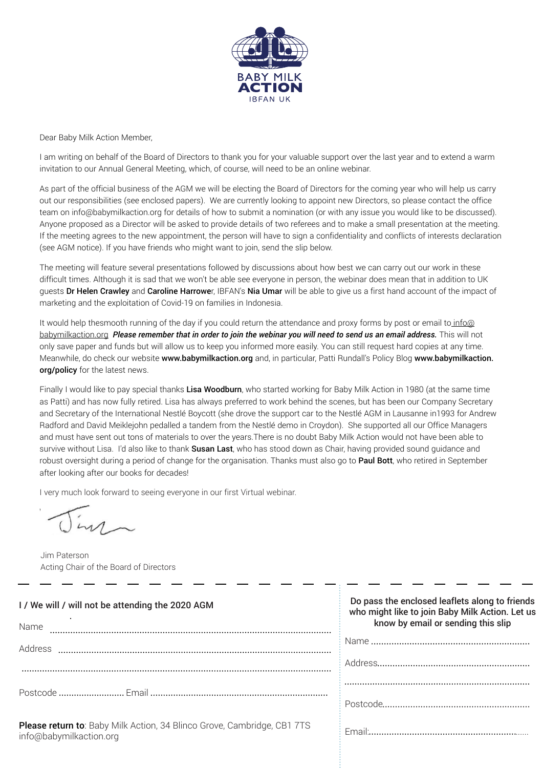BABY MILK
**ACTION**
IBFAN UK

Dear Baby Milk Action Member,

I am writing on behalf of the Board of Directors to thank you for your valuable support over the last year and to extend a warm invitation to our Annual General Meeting, which, of course, will need to be an online webinar.

As part of the official business of the AGM we will be electing the Board of Directors for the coming year who will help us carry out our responsibilities (see enclosed papers). We are currently looking to appoint new Directors, so please contact the office team on info@babymilkaction.org for details of how to submit a nomination (or with any issue you would like to be discussed). Anyone proposed as a Director will be asked to provide details of two referees and to make a small presentation at the meeting. If the meeting agrees to the new appointment, the person will have to sign a confidentiality and conflicts of interests declaration (see AGM notice). If you have friends who might want to join, send the slip below.

The meeting will feature several presentations followed by discussions about how best we can carry out our work in these difficult times. Although it is sad that we won't be able see everyone in person, the webinar does mean that in addition to UK guests **Dr Helen Crawley** and **Caroline Harrowe**r, IBFAN's **Nia Umar** will be able to give us a first hand account of the impact of marketing and the exploitation of Covid-19 on families in Indonesia.

It would help thesmooth running of the day if you could return the attendance and proxy forms by post or email to info@babymilkaction.org ***Please remember that in order to join the webinar you will need to send us an email address.*** This will not only save paper and funds but will allow us to keep you informed more easily. You can still request hard copies at any time. Meanwhile, do check our website **www.babymilkaction.org** and, in particular, Patti Rundall's Policy Blog **www.babymilkaction.org/policy** for the latest news.

Finally I would like to pay special thanks **Lisa Woodburn**, who started working for Baby Milk Action in 1980 (at the same time as Patti) and has now fully retired. Lisa has always preferred to work behind the scenes, but has been our Company Secretary and Secretary of the International Nestlé Boycott (she drove the support car to the Nestlé AGM in Lausanne in1993 for Andrew Radford and David Meiklejohn pedalled a tandem from the Nestlé demo in Croydon). She supported all our Office Managers and must have sent out tons of materials to over the years.There is no doubt Baby Milk Action would not have been able to survive without Lisa. I'd also like to thank **Susan Last**, who has stood down as Chair, having provided sound guidance and robust oversight during a period of change for the organisation. Thanks must also go to **Paul Bott**, who retired in September after looking after our books for decades!

I very much look forward to seeing everyone in our first Virtual webinar.

Jim Paterson
Acting Chair of the Board of Directors

---

**I / We will / will not be attending the 2020 AGM**

Name ..................................................................................................................

Address ..............................................................................................................

..............................................................................................................................

Postcode .......................... Email ......................................................................

**Please return to**: Baby Milk Action, 34 Blinco Grove, Cambridge, CB1 7TS
info@babymilkaction.org

---

**Do pass the enclosed leaflets along to friends who might like to join Baby Milk Action. Let us know by email or sending this slip**

Name ..............................................................

Address.............................................................

..........................................................................

Postcode...........................................................

Email:...............................................................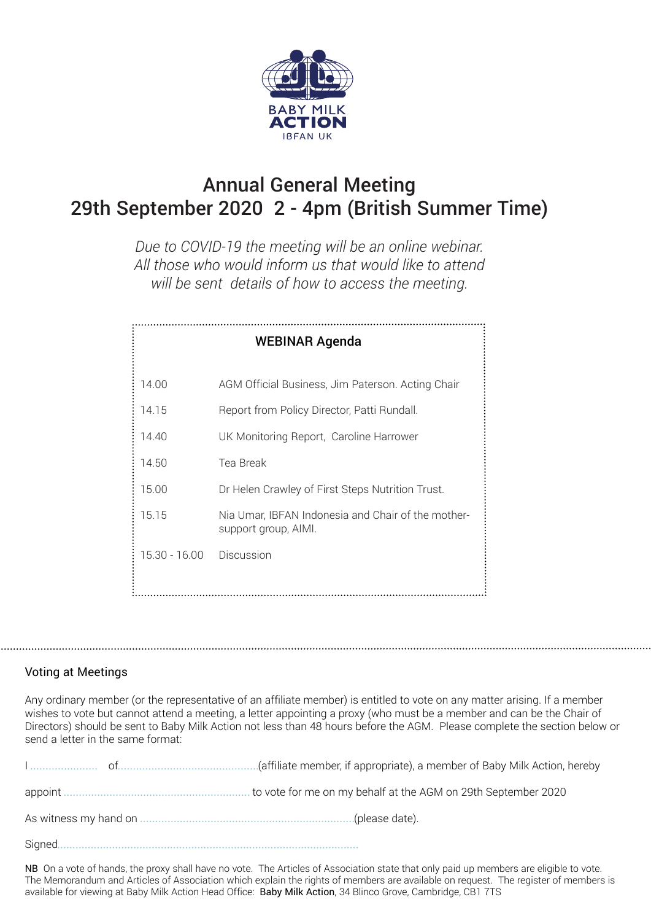BABY MILK
ACTION
IBFAN UK

# Annual General Meeting
# 29th September 2020 2 - 4pm (British Summer Time)

*Due to COVID-19 the meeting will be an online webinar. All those who would inform us that would like to attend will be sent details of how to access the meeting.*

## WEBINAR Agenda

| | |
|---|---|
| 14.00 | AGM Official Business, Jim Paterson. Acting Chair |
| 14.15 | Report from Policy Director, Patti Rundall. |
| 14.40 | UK Monitoring Report, Caroline Harrower |
| 14.50 | Tea Break |
| 15.00 | Dr Helen Crawley of First Steps Nutrition Trust. |
| 15.15 | Nia Umar, IBFAN Indonesia and Chair of the mother-support group, AIMI. |
| 15.30 - 16.00 | Discussion |

---

## Voting at Meetings

Any ordinary member (or the representative of an affiliate member) is entitled to vote on any matter arising. If a member wishes to vote but cannot attend a meeting, a letter appointing a proxy (who must be a member and can be the Chair of Directors) should be sent to Baby Milk Action not less than 48 hours before the AGM. Please complete the section below or send a letter in the same format:

I ..................... of..............................................(affiliate member, if appropriate), a member of Baby Milk Action, hereby

appoint ............................................................ to vote for me on my behalf at the AGM on 29th September 2020

As witness my hand on ....................................................................(please date).

Signed.................................................................................................

NB On a vote of hands, the proxy shall have no vote. The Articles of Association state that only paid up members are eligible to vote. The Memorandum and Articles of Association which explain the rights of members are available on request. The register of members is available for viewing at Baby Milk Action Head Office: Baby Milk Action, 34 Blinco Grove, Cambridge, CB1 7TS